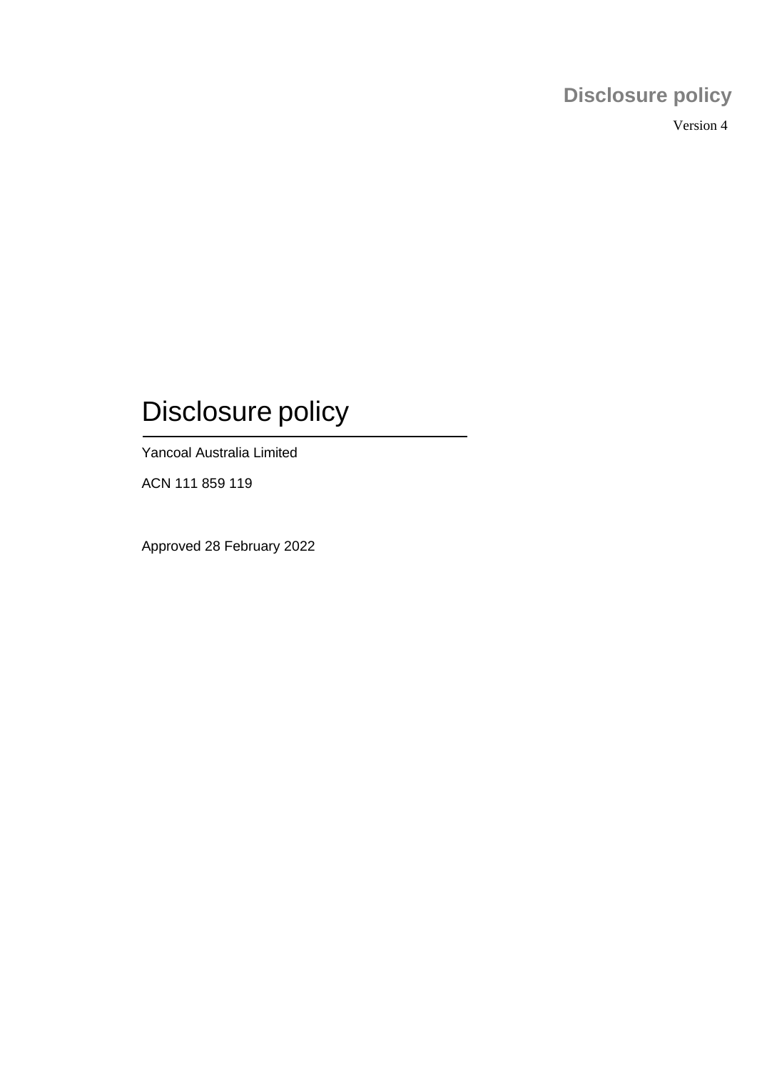# Disclosure policy

Yancoal Australia Limited

ACN 111 859 119

Approved 28 February 2022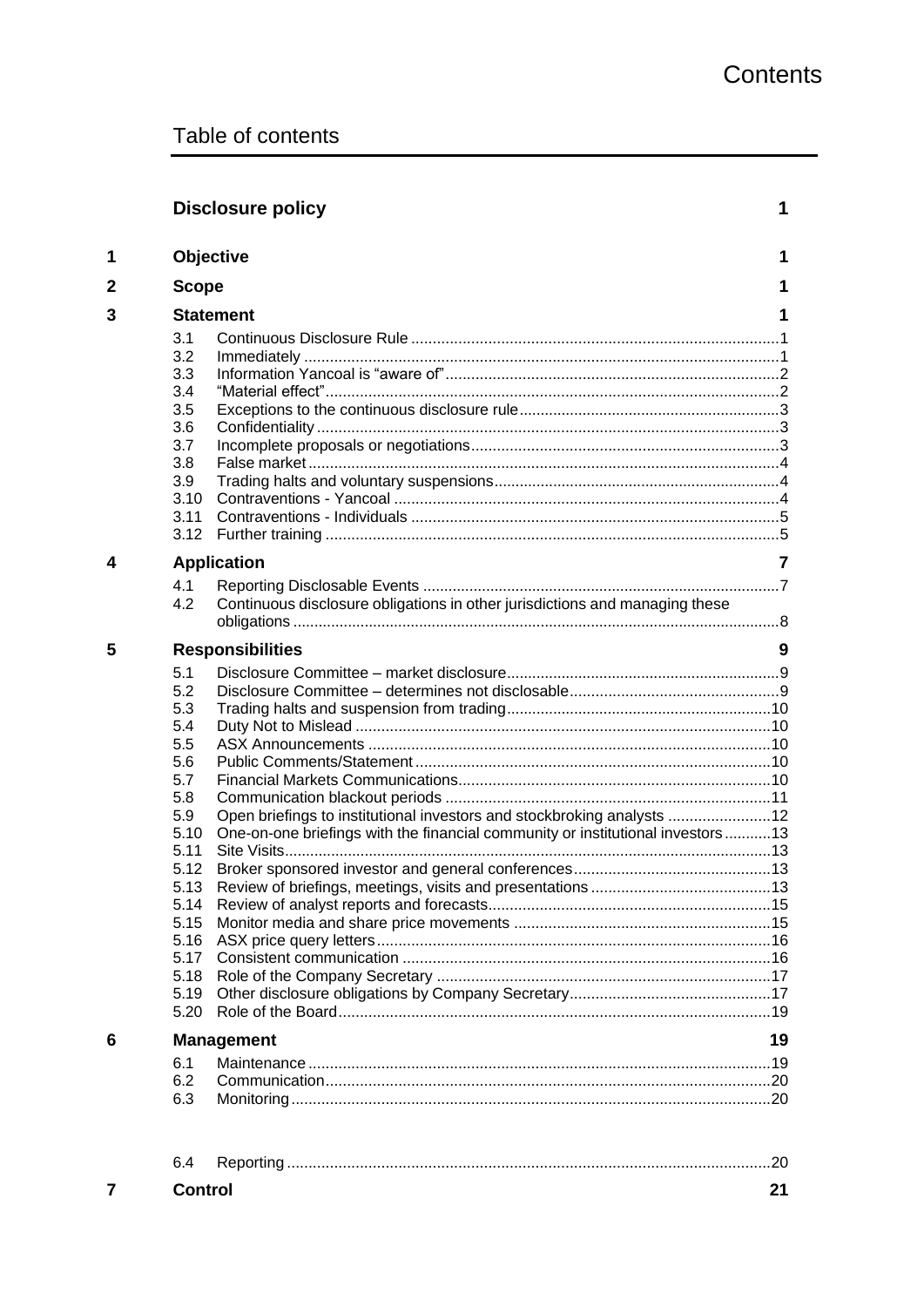# Contents

## Table of contents

| | | | |
|---|---|---|---|
| | **Disclosure policy** | | **1** |
| **1** | **Objective** | | **1** |
| **2** | **Scope** | | **1** |
| **3** | **Statement** | | **1** |
| | 3.1 | Continuous Disclosure Rule | 1 |
| | 3.2 | Immediately | 1 |
| | 3.3 | Information Yancoal is "aware of" | 2 |
| | 3.4 | "Material effect" | 2 |
| | 3.5 | Exceptions to the continuous disclosure rule | 3 |
| | 3.6 | Confidentiality | 3 |
| | 3.7 | Incomplete proposals or negotiations | 3 |
| | 3.8 | False market | 4 |
| | 3.9 | Trading halts and voluntary suspensions | 4 |
| | 3.10 | Contraventions - Yancoal | 4 |
| | 3.11 | Contraventions - Individuals | 5 |
| | 3.12 | Further training | 5 |
| **4** | **Application** | | **7** |
| | 4.1 | Reporting Disclosable Events | 7 |
| | 4.2 | Continuous disclosure obligations in other jurisdictions and managing these obligations | 8 |
| **5** | **Responsibilities** | | **9** |
| | 5.1 | Disclosure Committee – market disclosure | 9 |
| | 5.2 | Disclosure Committee – determines not disclosable | 9 |
| | 5.3 | Trading halts and suspension from trading | 10 |
| | 5.4 | Duty Not to Mislead | 10 |
| | 5.5 | ASX Announcements | 10 |
| | 5.6 | Public Comments/Statement | 10 |
| | 5.7 | Financial Markets Communications | 10 |
| | 5.8 | Communication blackout periods | 11 |
| | 5.9 | Open briefings to institutional investors and stockbroking analysts | 12 |
| | 5.10 | One-on-one briefings with the financial community or institutional investors | 13 |
| | 5.11 | Site Visits | 13 |
| | 5.12 | Broker sponsored investor and general conferences | 13 |
| | 5.13 | Review of briefings, meetings, visits and presentations | 13 |
| | 5.14 | Review of analyst reports and forecasts | 15 |
| | 5.15 | Monitor media and share price movements | 15 |
| | 5.16 | ASX price query letters | 16 |
| | 5.17 | Consistent communication | 16 |
| | 5.18 | Role of the Company Secretary | 17 |
| | 5.19 | Other disclosure obligations by Company Secretary | 17 |
| | 5.20 | Role of the Board | 19 |
| **6** | **Management** | | **19** |
| | 6.1 | Maintenance | 19 |
| | 6.2 | Communication | 20 |
| | 6.3 | Monitoring | 20 |
| | 6.4 | Reporting | 20 |
| **7** | **Control** | | **21** |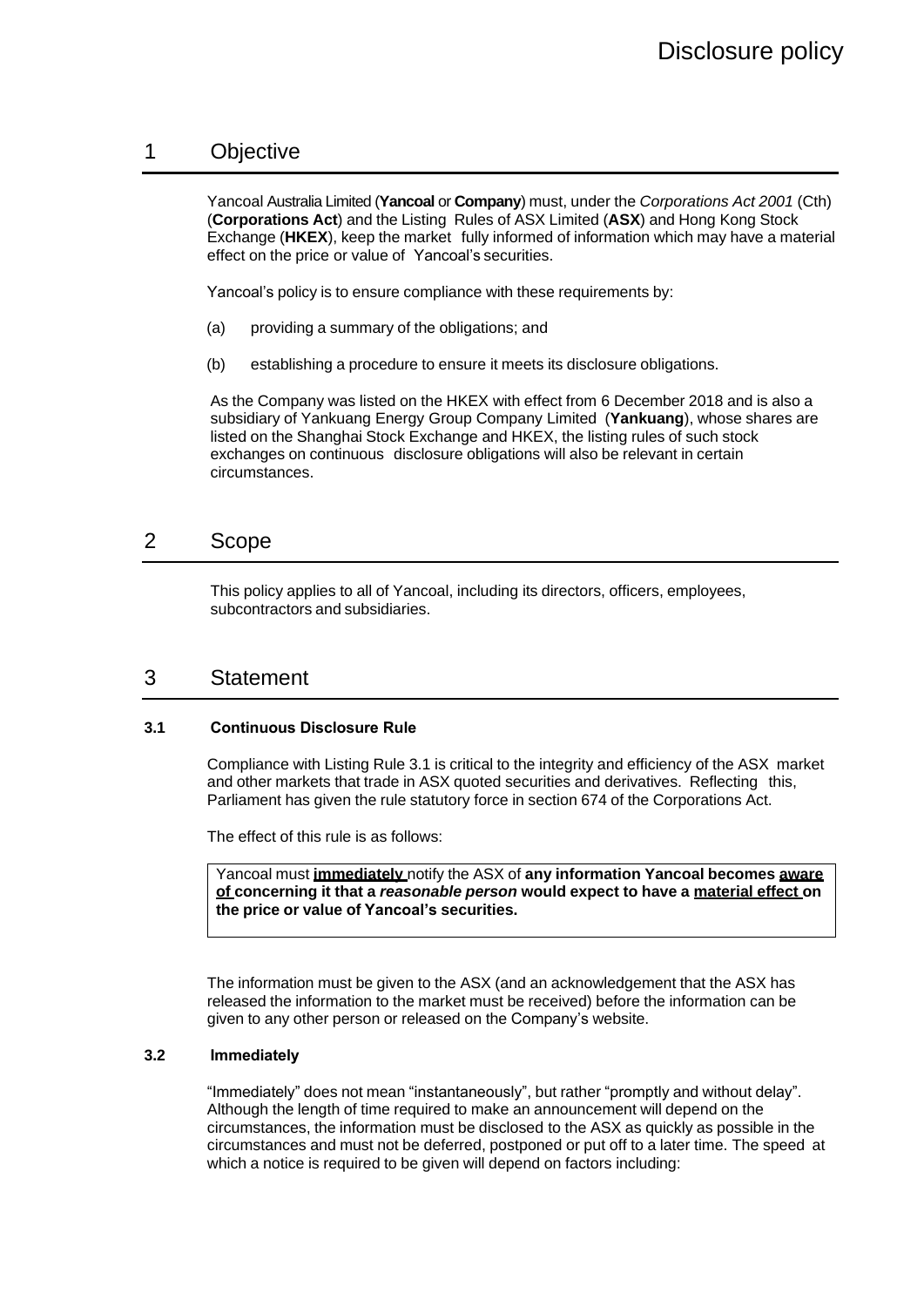## 1 Objective

Yancoal Australia Limited (**Yancoal** or **Company**) must, under the *Corporations Act 2001* (Cth) (**Corporations Act**) and the Listing Rules of ASX Limited (**ASX**) and Hong Kong Stock Exchange (**HKEX**), keep the market fully informed of information which may have a material effect on the price or value of Yancoal's securities.

Yancoal's policy is to ensure compliance with these requirements by:

(a) providing a summary of the obligations; and

(b) establishing a procedure to ensure it meets its disclosure obligations.

As the Company was listed on the HKEX with effect from 6 December 2018 and is also a subsidiary of Yankuang Energy Group Company Limited (**Yankuang**), whose shares are listed on the Shanghai Stock Exchange and HKEX, the listing rules of such stock exchanges on continuous disclosure obligations will also be relevant in certain circumstances.

## 2 Scope

This policy applies to all of Yancoal, including its directors, officers, employees, subcontractors and subsidiaries.

## 3 Statement

### 3.1 Continuous Disclosure Rule

Compliance with Listing Rule 3.1 is critical to the integrity and efficiency of the ASX market and other markets that trade in ASX quoted securities and derivatives. Reflecting this, Parliament has given the rule statutory force in section 674 of the Corporations Act.

The effect of this rule is as follows:

> Yancoal must **immediately** notify the ASX of **any information Yancoal becomes aware of concerning it that a *reasonable person* would expect to have a material effect on the price or value of Yancoal's securities.**

The information must be given to the ASX (and an acknowledgement that the ASX has released the information to the market must be received) before the information can be given to any other person or released on the Company's website.

### 3.2 Immediately

"Immediately" does not mean "instantaneously", but rather "promptly and without delay". Although the length of time required to make an announcement will depend on the circumstances, the information must be disclosed to the ASX as quickly as possible in the circumstances and must not be deferred, postponed or put off to a later time. The speed at which a notice is required to be given will depend on factors including: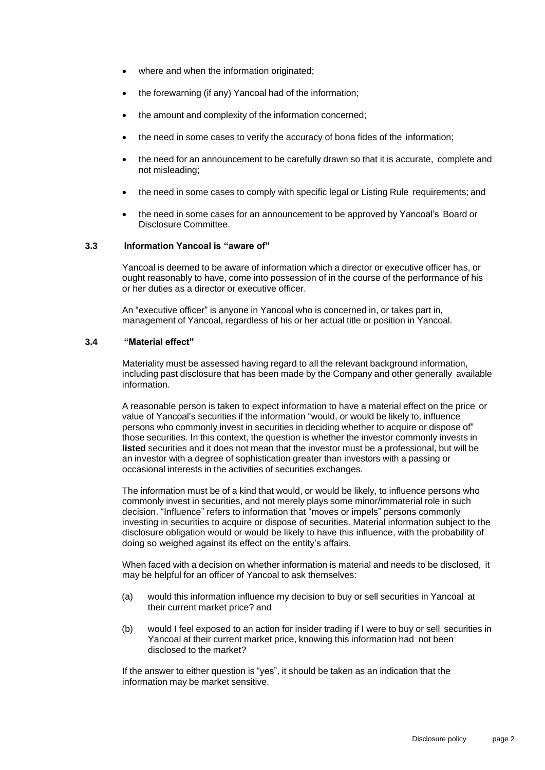- where and when the information originated;
- the forewarning (if any) Yancoal had of the information;
- the amount and complexity of the information concerned;
- the need in some cases to verify the accuracy of bona fides of the information;
- the need for an announcement to be carefully drawn so that it is accurate, complete and not misleading;
- the need in some cases to comply with specific legal or Listing Rule requirements; and
- the need in some cases for an announcement to be approved by Yancoal's Board or Disclosure Committee.

### 3.3 Information Yancoal is "aware of"

Yancoal is deemed to be aware of information which a director or executive officer has, or ought reasonably to have, come into possession of in the course of the performance of his or her duties as a director or executive officer.

An "executive officer" is anyone in Yancoal who is concerned in, or takes part in, management of Yancoal, regardless of his or her actual title or position in Yancoal.

### 3.4 "Material effect"

Materiality must be assessed having regard to all the relevant background information, including past disclosure that has been made by the Company and other generally available information.

A reasonable person is taken to expect information to have a material effect on the price or value of Yancoal's securities if the information "would, or would be likely to, influence persons who commonly invest in securities in deciding whether to acquire or dispose of" those securities. In this context, the question is whether the investor commonly invests in **listed** securities and it does not mean that the investor must be a professional, but will be an investor with a degree of sophistication greater than investors with a passing or occasional interests in the activities of securities exchanges.

The information must be of a kind that would, or would be likely, to influence persons who commonly invest in securities, and not merely plays some minor/immaterial role in such decision. "Influence" refers to information that "moves or impels" persons commonly investing in securities to acquire or dispose of securities. Material information subject to the disclosure obligation would or would be likely to have this influence, with the probability of doing so weighed against its effect on the entity's affairs.

When faced with a decision on whether information is material and needs to be disclosed, it may be helpful for an officer of Yancoal to ask themselves:

(a) would this information influence my decision to buy or sell securities in Yancoal at their current market price? and

(b) would I feel exposed to an action for insider trading if I were to buy or sell securities in Yancoal at their current market price, knowing this information had not been disclosed to the market?

If the answer to either question is "yes", it should be taken as an indication that the information may be market sensitive.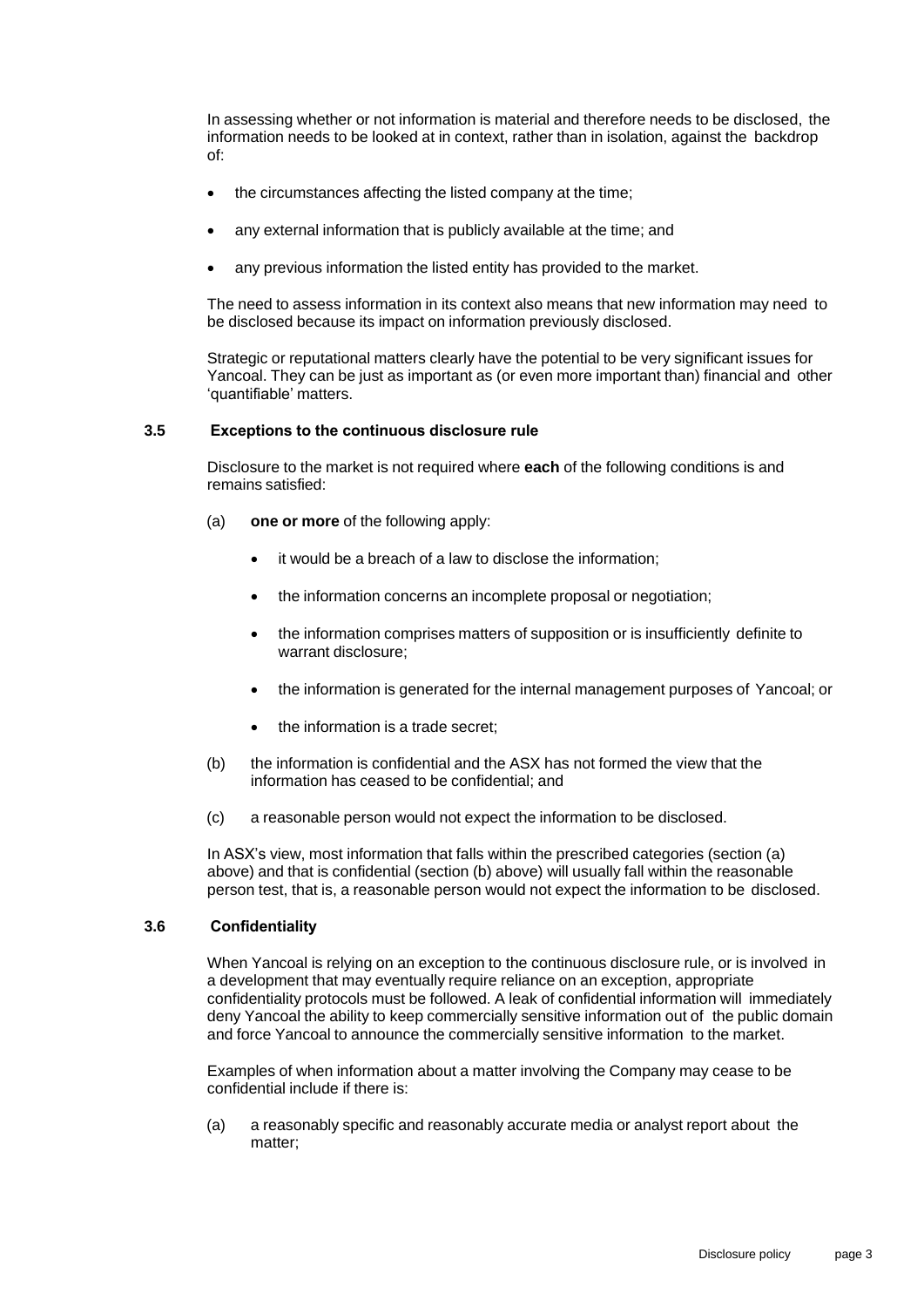In assessing whether or not information is material and therefore needs to be disclosed, the information needs to be looked at in context, rather than in isolation, against the backdrop of:

- the circumstances affecting the listed company at the time;
- any external information that is publicly available at the time; and
- any previous information the listed entity has provided to the market.

The need to assess information in its context also means that new information may need to be disclosed because its impact on information previously disclosed.

Strategic or reputational matters clearly have the potential to be very significant issues for Yancoal. They can be just as important as (or even more important than) financial and other 'quantifiable' matters.

### 3.5 Exceptions to the continuous disclosure rule

Disclosure to the market is not required where **each** of the following conditions is and remains satisfied:

(a) **one or more** of the following apply:

- it would be a breach of a law to disclose the information;
- the information concerns an incomplete proposal or negotiation;
- the information comprises matters of supposition or is insufficiently definite to warrant disclosure;
- the information is generated for the internal management purposes of Yancoal; or
- the information is a trade secret;

(b) the information is confidential and the ASX has not formed the view that the information has ceased to be confidential; and

(c) a reasonable person would not expect the information to be disclosed.

In ASX's view, most information that falls within the prescribed categories (section (a) above) and that is confidential (section (b) above) will usually fall within the reasonable person test, that is, a reasonable person would not expect the information to be disclosed.

### 3.6 Confidentiality

When Yancoal is relying on an exception to the continuous disclosure rule, or is involved in a development that may eventually require reliance on an exception, appropriate confidentiality protocols must be followed. A leak of confidential information will immediately deny Yancoal the ability to keep commercially sensitive information out of the public domain and force Yancoal to announce the commercially sensitive information to the market.

Examples of when information about a matter involving the Company may cease to be confidential include if there is:

(a) a reasonably specific and reasonably accurate media or analyst report about the matter;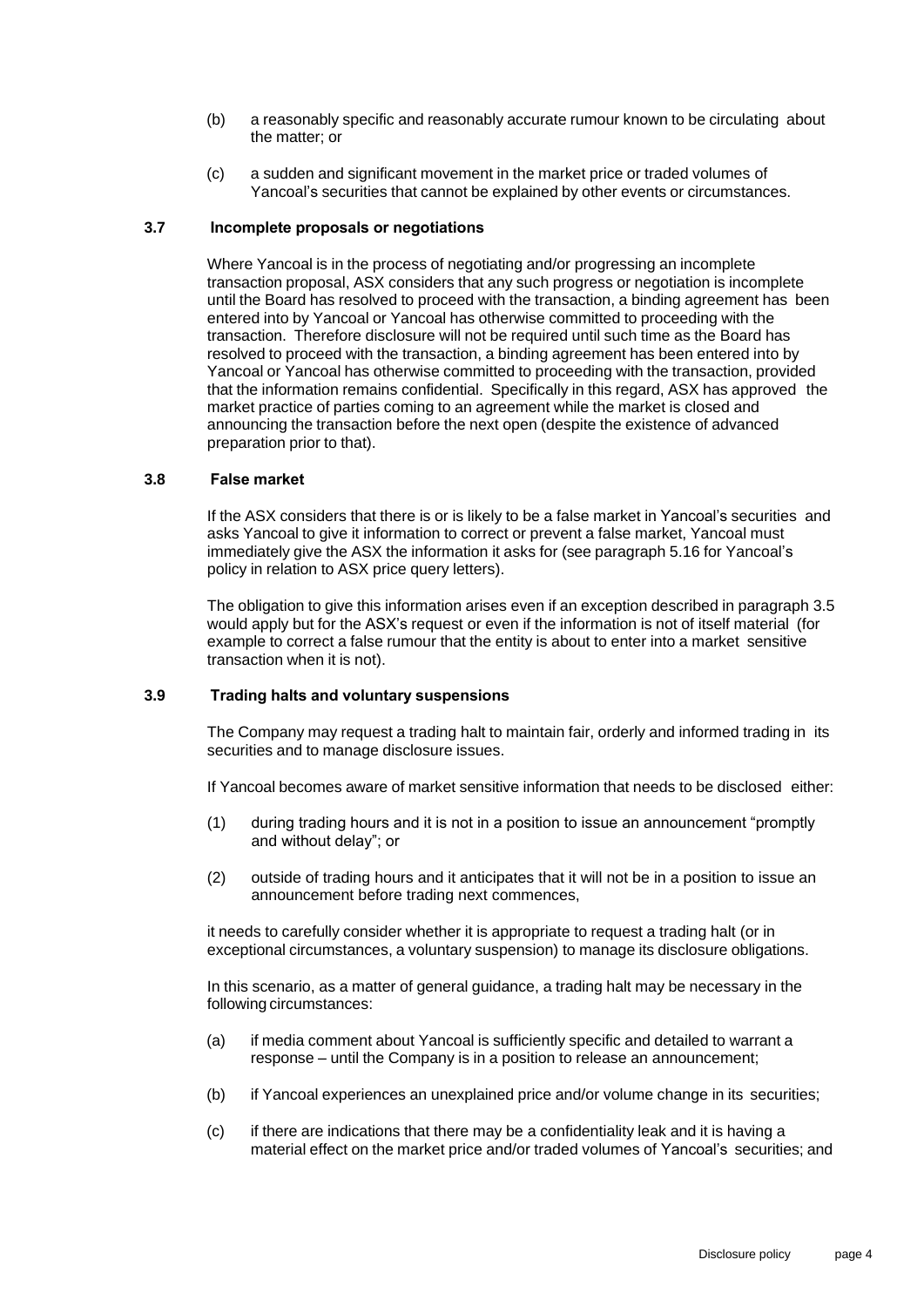(b) a reasonably specific and reasonably accurate rumour known to be circulating about the matter; or

(c) a sudden and significant movement in the market price or traded volumes of Yancoal's securities that cannot be explained by other events or circumstances.

### 3.7 Incomplete proposals or negotiations

Where Yancoal is in the process of negotiating and/or progressing an incomplete transaction proposal, ASX considers that any such progress or negotiation is incomplete until the Board has resolved to proceed with the transaction, a binding agreement has been entered into by Yancoal or Yancoal has otherwise committed to proceeding with the transaction. Therefore disclosure will not be required until such time as the Board has resolved to proceed with the transaction, a binding agreement has been entered into by Yancoal or Yancoal has otherwise committed to proceeding with the transaction, provided that the information remains confidential. Specifically in this regard, ASX has approved the market practice of parties coming to an agreement while the market is closed and announcing the transaction before the next open (despite the existence of advanced preparation prior to that).

### 3.8 False market

If the ASX considers that there is or is likely to be a false market in Yancoal's securities and asks Yancoal to give it information to correct or prevent a false market, Yancoal must immediately give the ASX the information it asks for (see paragraph 5.16 for Yancoal's policy in relation to ASX price query letters).

The obligation to give this information arises even if an exception described in paragraph 3.5 would apply but for the ASX's request or even if the information is not of itself material (for example to correct a false rumour that the entity is about to enter into a market sensitive transaction when it is not).

### 3.9 Trading halts and voluntary suspensions

The Company may request a trading halt to maintain fair, orderly and informed trading in its securities and to manage disclosure issues.

If Yancoal becomes aware of market sensitive information that needs to be disclosed either:

(1) during trading hours and it is not in a position to issue an announcement "promptly and without delay"; or

(2) outside of trading hours and it anticipates that it will not be in a position to issue an announcement before trading next commences,

it needs to carefully consider whether it is appropriate to request a trading halt (or in exceptional circumstances, a voluntary suspension) to manage its disclosure obligations.

In this scenario, as a matter of general guidance, a trading halt may be necessary in the following circumstances:

(a) if media comment about Yancoal is sufficiently specific and detailed to warrant a response – until the Company is in a position to release an announcement;

(b) if Yancoal experiences an unexplained price and/or volume change in its securities;

(c) if there are indications that there may be a confidentiality leak and it is having a material effect on the market price and/or traded volumes of Yancoal's securities; and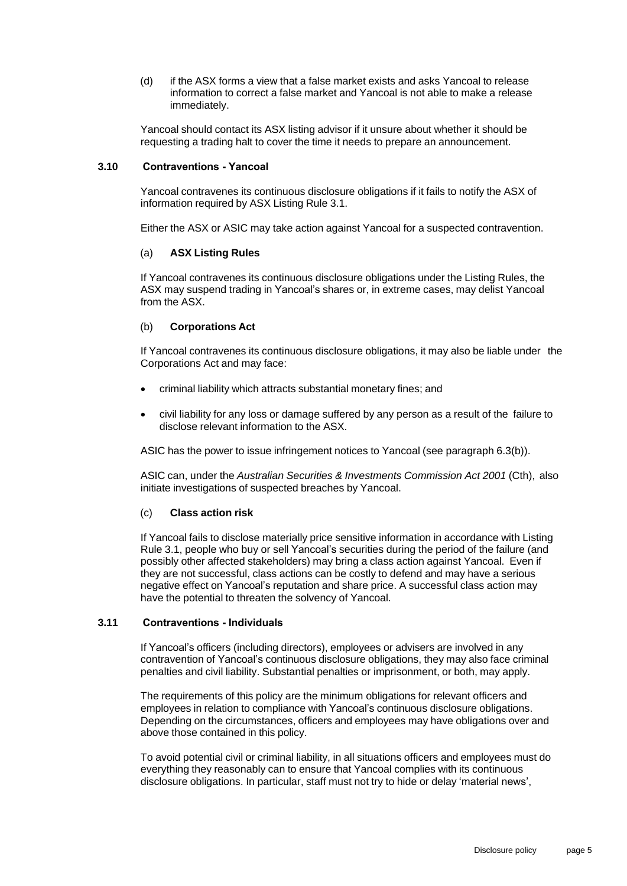(d) if the ASX forms a view that a false market exists and asks Yancoal to release information to correct a false market and Yancoal is not able to make a release immediately.

Yancoal should contact its ASX listing advisor if it unsure about whether it should be requesting a trading halt to cover the time it needs to prepare an announcement.

### 3.10 Contraventions - Yancoal

Yancoal contravenes its continuous disclosure obligations if it fails to notify the ASX of information required by ASX Listing Rule 3.1.

Either the ASX or ASIC may take action against Yancoal for a suspected contravention.

(a) **ASX Listing Rules**

If Yancoal contravenes its continuous disclosure obligations under the Listing Rules, the ASX may suspend trading in Yancoal's shares or, in extreme cases, may delist Yancoal from the ASX.

(b) **Corporations Act**

If Yancoal contravenes its continuous disclosure obligations, it may also be liable under the Corporations Act and may face:

- criminal liability which attracts substantial monetary fines; and
- civil liability for any loss or damage suffered by any person as a result of the failure to disclose relevant information to the ASX.

ASIC has the power to issue infringement notices to Yancoal (see paragraph 6.3(b)).

ASIC can, under the *Australian Securities & Investments Commission Act 2001* (Cth), also initiate investigations of suspected breaches by Yancoal.

(c) **Class action risk**

If Yancoal fails to disclose materially price sensitive information in accordance with Listing Rule 3.1, people who buy or sell Yancoal's securities during the period of the failure (and possibly other affected stakeholders) may bring a class action against Yancoal. Even if they are not successful, class actions can be costly to defend and may have a serious negative effect on Yancoal's reputation and share price. A successful class action may have the potential to threaten the solvency of Yancoal.

### 3.11 Contraventions - Individuals

If Yancoal's officers (including directors), employees or advisers are involved in any contravention of Yancoal's continuous disclosure obligations, they may also face criminal penalties and civil liability. Substantial penalties or imprisonment, or both, may apply.

The requirements of this policy are the minimum obligations for relevant officers and employees in relation to compliance with Yancoal's continuous disclosure obligations. Depending on the circumstances, officers and employees may have obligations over and above those contained in this policy.

To avoid potential civil or criminal liability, in all situations officers and employees must do everything they reasonably can to ensure that Yancoal complies with its continuous disclosure obligations. In particular, staff must not try to hide or delay 'material news',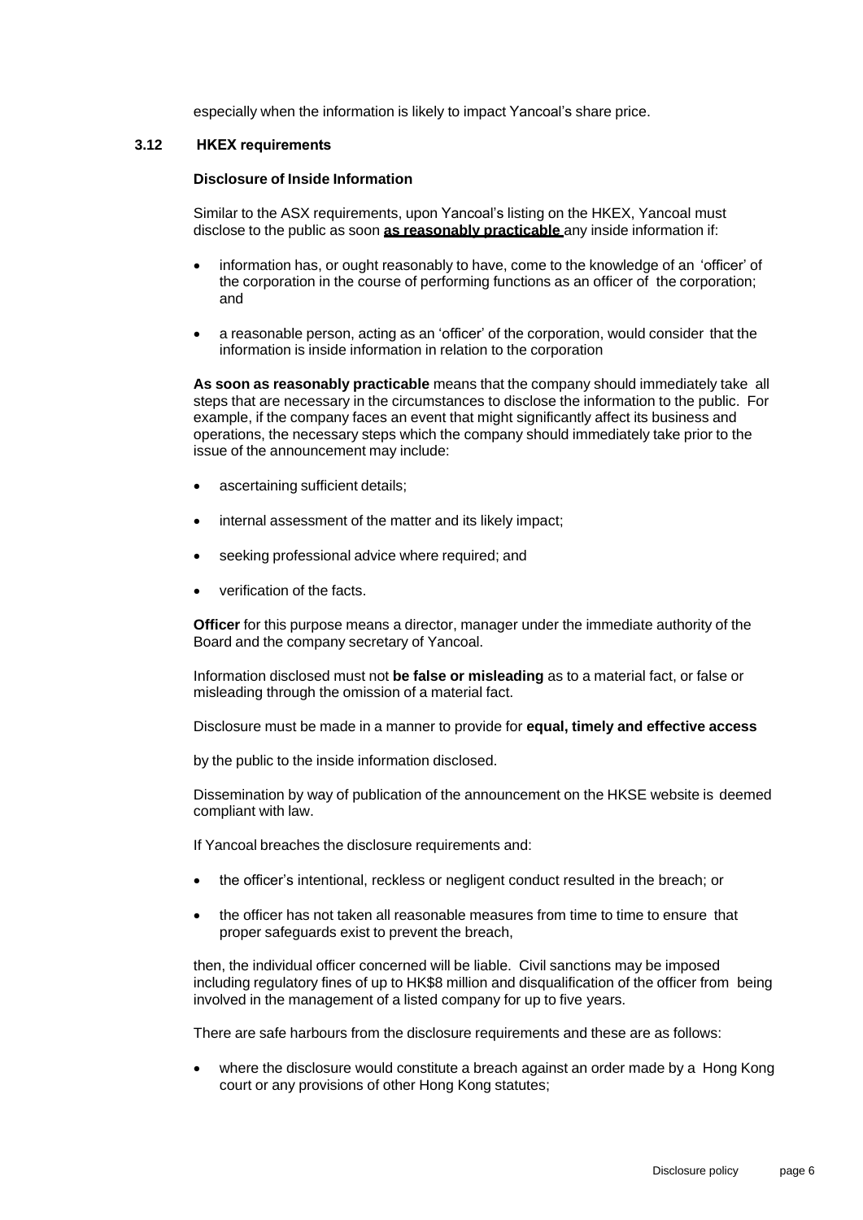especially when the information is likely to impact Yancoal's share price.

### 3.12 HKEX requirements

**Disclosure of Inside Information**

Similar to the ASX requirements, upon Yancoal's listing on the HKEX, Yancoal must disclose to the public as soon **as reasonably practicable** any inside information if:

- information has, or ought reasonably to have, come to the knowledge of an 'officer' of the corporation in the course of performing functions as an officer of the corporation; and
- a reasonable person, acting as an 'officer' of the corporation, would consider that the information is inside information in relation to the corporation

**As soon as reasonably practicable** means that the company should immediately take all steps that are necessary in the circumstances to disclose the information to the public. For example, if the company faces an event that might significantly affect its business and operations, the necessary steps which the company should immediately take prior to the issue of the announcement may include:

- ascertaining sufficient details;
- internal assessment of the matter and its likely impact;
- seeking professional advice where required; and
- verification of the facts.

**Officer** for this purpose means a director, manager under the immediate authority of the Board and the company secretary of Yancoal.

Information disclosed must not **be false or misleading** as to a material fact, or false or misleading through the omission of a material fact.

Disclosure must be made in a manner to provide for **equal, timely and effective access**

by the public to the inside information disclosed.

Dissemination by way of publication of the announcement on the HKSE website is deemed compliant with law.

If Yancoal breaches the disclosure requirements and:

- the officer's intentional, reckless or negligent conduct resulted in the breach; or
- the officer has not taken all reasonable measures from time to time to ensure that proper safeguards exist to prevent the breach,

then, the individual officer concerned will be liable. Civil sanctions may be imposed including regulatory fines of up to HK$8 million and disqualification of the officer from being involved in the management of a listed company for up to five years.

There are safe harbours from the disclosure requirements and these are as follows:

- where the disclosure would constitute a breach against an order made by a Hong Kong court or any provisions of other Hong Kong statutes;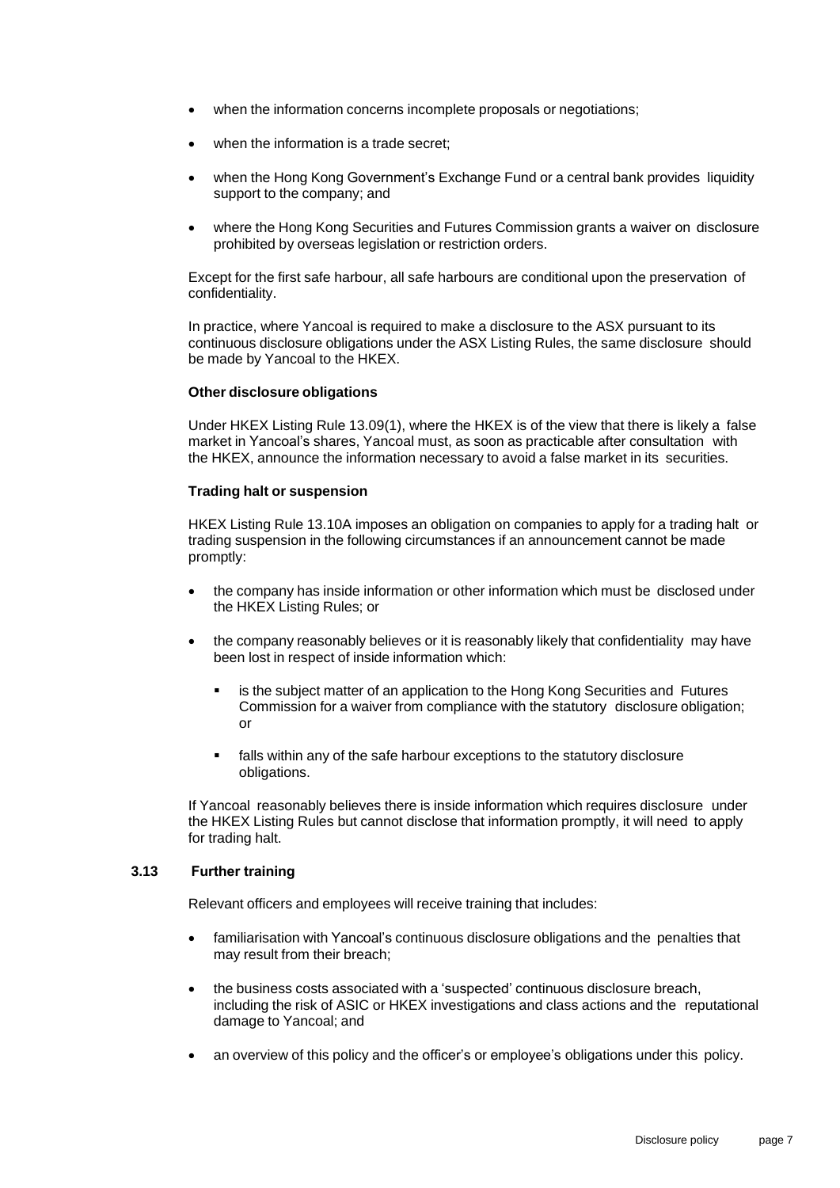- when the information concerns incomplete proposals or negotiations;
- when the information is a trade secret;
- when the Hong Kong Government's Exchange Fund or a central bank provides liquidity support to the company; and
- where the Hong Kong Securities and Futures Commission grants a waiver on disclosure prohibited by overseas legislation or restriction orders.

Except for the first safe harbour, all safe harbours are conditional upon the preservation of confidentiality.

In practice, where Yancoal is required to make a disclosure to the ASX pursuant to its continuous disclosure obligations under the ASX Listing Rules, the same disclosure should be made by Yancoal to the HKEX.

**Other disclosure obligations**

Under HKEX Listing Rule 13.09(1), where the HKEX is of the view that there is likely a false market in Yancoal's shares, Yancoal must, as soon as practicable after consultation with the HKEX, announce the information necessary to avoid a false market in its securities.

**Trading halt or suspension**

HKEX Listing Rule 13.10A imposes an obligation on companies to apply for a trading halt or trading suspension in the following circumstances if an announcement cannot be made promptly:

- the company has inside information or other information which must be disclosed under the HKEX Listing Rules; or
- the company reasonably believes or it is reasonably likely that confidentiality may have been lost in respect of inside information which:
  - is the subject matter of an application to the Hong Kong Securities and Futures Commission for a waiver from compliance with the statutory disclosure obligation; or
  - falls within any of the safe harbour exceptions to the statutory disclosure obligations.

If Yancoal reasonably believes there is inside information which requires disclosure under the HKEX Listing Rules but cannot disclose that information promptly, it will need to apply for trading halt.

### 3.13 Further training

Relevant officers and employees will receive training that includes:

- familiarisation with Yancoal's continuous disclosure obligations and the penalties that may result from their breach;
- the business costs associated with a 'suspected' continuous disclosure breach, including the risk of ASIC or HKEX investigations and class actions and the reputational damage to Yancoal; and
- an overview of this policy and the officer's or employee's obligations under this policy.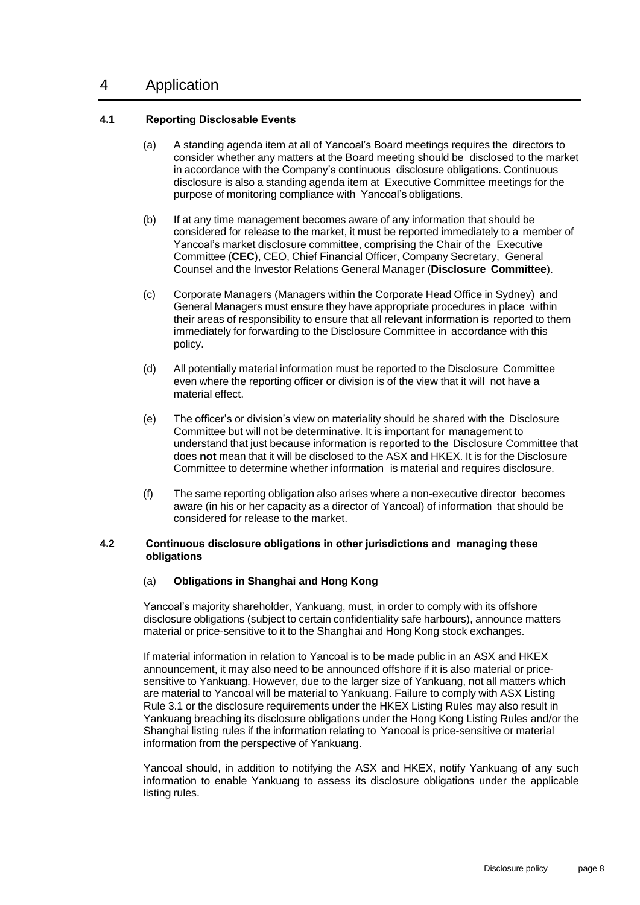# 4 Application

### 4.1 Reporting Disclosable Events

(a) A standing agenda item at all of Yancoal's Board meetings requires the directors to consider whether any matters at the Board meeting should be disclosed to the market in accordance with the Company's continuous disclosure obligations. Continuous disclosure is also a standing agenda item at Executive Committee meetings for the purpose of monitoring compliance with Yancoal's obligations.

(b) If at any time management becomes aware of any information that should be considered for release to the market, it must be reported immediately to a member of Yancoal's market disclosure committee, comprising the Chair of the Executive Committee (**CEC**), CEO, Chief Financial Officer, Company Secretary, General Counsel and the Investor Relations General Manager (**Disclosure Committee**).

(c) Corporate Managers (Managers within the Corporate Head Office in Sydney) and General Managers must ensure they have appropriate procedures in place within their areas of responsibility to ensure that all relevant information is reported to them immediately for forwarding to the Disclosure Committee in accordance with this policy.

(d) All potentially material information must be reported to the Disclosure Committee even where the reporting officer or division is of the view that it will not have a material effect.

(e) The officer's or division's view on materiality should be shared with the Disclosure Committee but will not be determinative. It is important for management to understand that just because information is reported to the Disclosure Committee that does **not** mean that it will be disclosed to the ASX and HKEX. It is for the Disclosure Committee to determine whether information is material and requires disclosure.

(f) The same reporting obligation also arises where a non-executive director becomes aware (in his or her capacity as a director of Yancoal) of information that should be considered for release to the market.

### 4.2 Continuous disclosure obligations in other jurisdictions and managing these obligations

(a) **Obligations in Shanghai and Hong Kong**

Yancoal's majority shareholder, Yankuang, must, in order to comply with its offshore disclosure obligations (subject to certain confidentiality safe harbours), announce matters material or price-sensitive to it to the Shanghai and Hong Kong stock exchanges.

If material information in relation to Yancoal is to be made public in an ASX and HKEX announcement, it may also need to be announced offshore if it is also material or price-sensitive to Yankuang. However, due to the larger size of Yankuang, not all matters which are material to Yancoal will be material to Yankuang. Failure to comply with ASX Listing Rule 3.1 or the disclosure requirements under the HKEX Listing Rules may also result in Yankuang breaching its disclosure obligations under the Hong Kong Listing Rules and/or the Shanghai listing rules if the information relating to Yancoal is price-sensitive or material information from the perspective of Yankuang.

Yancoal should, in addition to notifying the ASX and HKEX, notify Yankuang of any such information to enable Yankuang to assess its disclosure obligations under the applicable listing rules.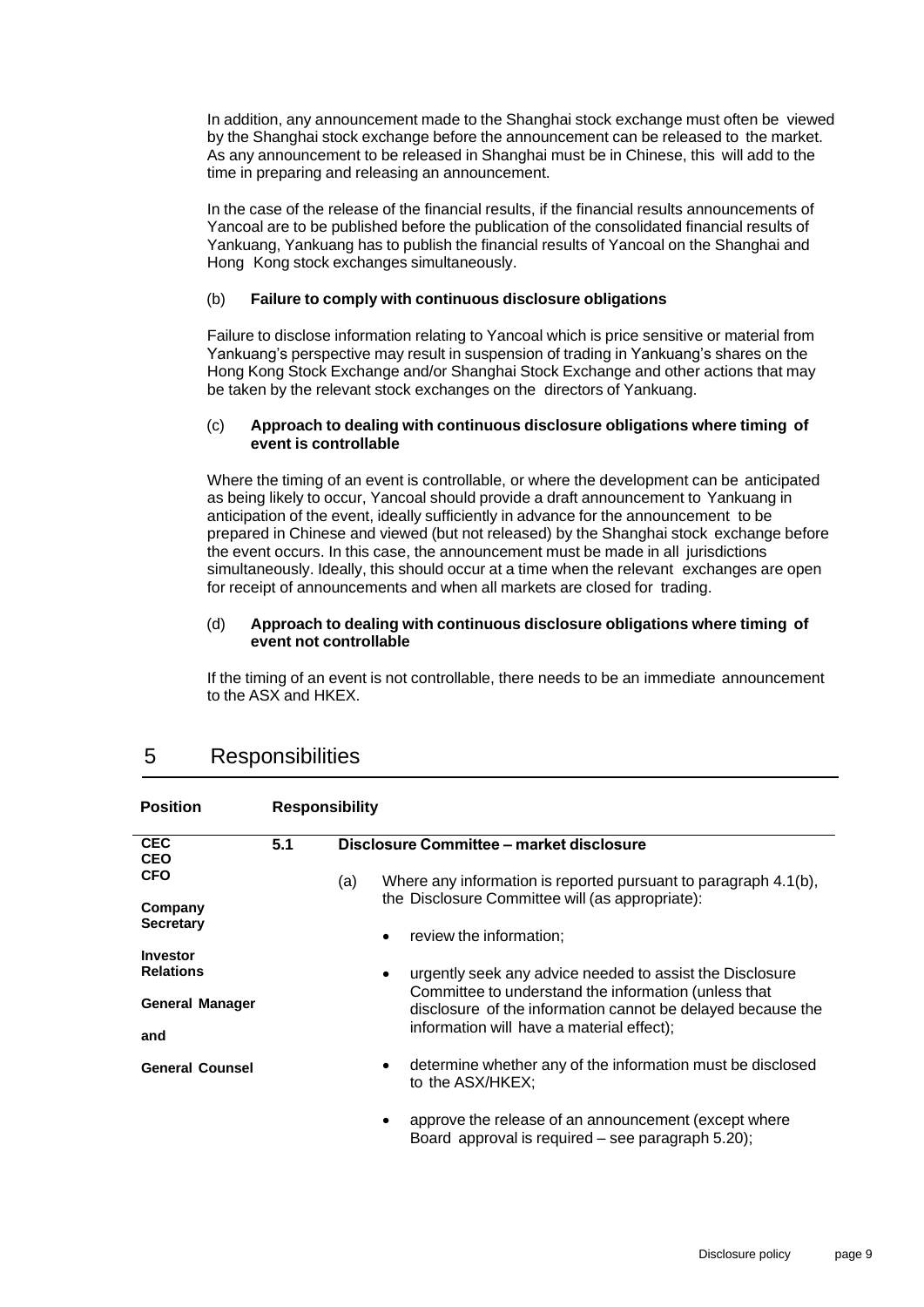In addition, any announcement made to the Shanghai stock exchange must often be viewed by the Shanghai stock exchange before the announcement can be released to the market. As any announcement to be released in Shanghai must be in Chinese, this will add to the time in preparing and releasing an announcement.

In the case of the release of the financial results, if the financial results announcements of Yancoal are to be published before the publication of the consolidated financial results of Yankuang, Yankuang has to publish the financial results of Yancoal on the Shanghai and Hong Kong stock exchanges simultaneously.

(b) **Failure to comply with continuous disclosure obligations**

Failure to disclose information relating to Yancoal which is price sensitive or material from Yankuang's perspective may result in suspension of trading in Yankuang's shares on the Hong Kong Stock Exchange and/or Shanghai Stock Exchange and other actions that may be taken by the relevant stock exchanges on the directors of Yankuang.

(c) **Approach to dealing with continuous disclosure obligations where timing of event is controllable**

Where the timing of an event is controllable, or where the development can be anticipated as being likely to occur, Yancoal should provide a draft announcement to Yankuang in anticipation of the event, ideally sufficiently in advance for the announcement to be prepared in Chinese and viewed (but not released) by the Shanghai stock exchange before the event occurs. In this case, the announcement must be made in all jurisdictions simultaneously. Ideally, this should occur at a time when the relevant exchanges are open for receipt of announcements and when all markets are closed for trading.

(d) **Approach to dealing with continuous disclosure obligations where timing of event not controllable**

If the timing of an event is not controllable, there needs to be an immediate announcement to the ASX and HKEX.

# 5 Responsibilities

| Position | Responsibility |
|---|---|
| **CEC**<br>**CEO**<br>**CFO**<br>**Company Secretary**<br>**Investor Relations**<br>**General Manager**<br>**and**<br>**General Counsel** | **5.1 Disclosure Committee – market disclosure**<br><br>(a) Where any information is reported pursuant to paragraph 4.1(b), the Disclosure Committee will (as appropriate):<br><br>• review the information;<br><br>• urgently seek any advice needed to assist the Disclosure Committee to understand the information (unless that disclosure of the information cannot be delayed because the information will have a material effect);<br><br>• determine whether any of the information must be disclosed to the ASX/HKEX;<br><br>• approve the release of an announcement (except where Board approval is required – see paragraph 5.20); |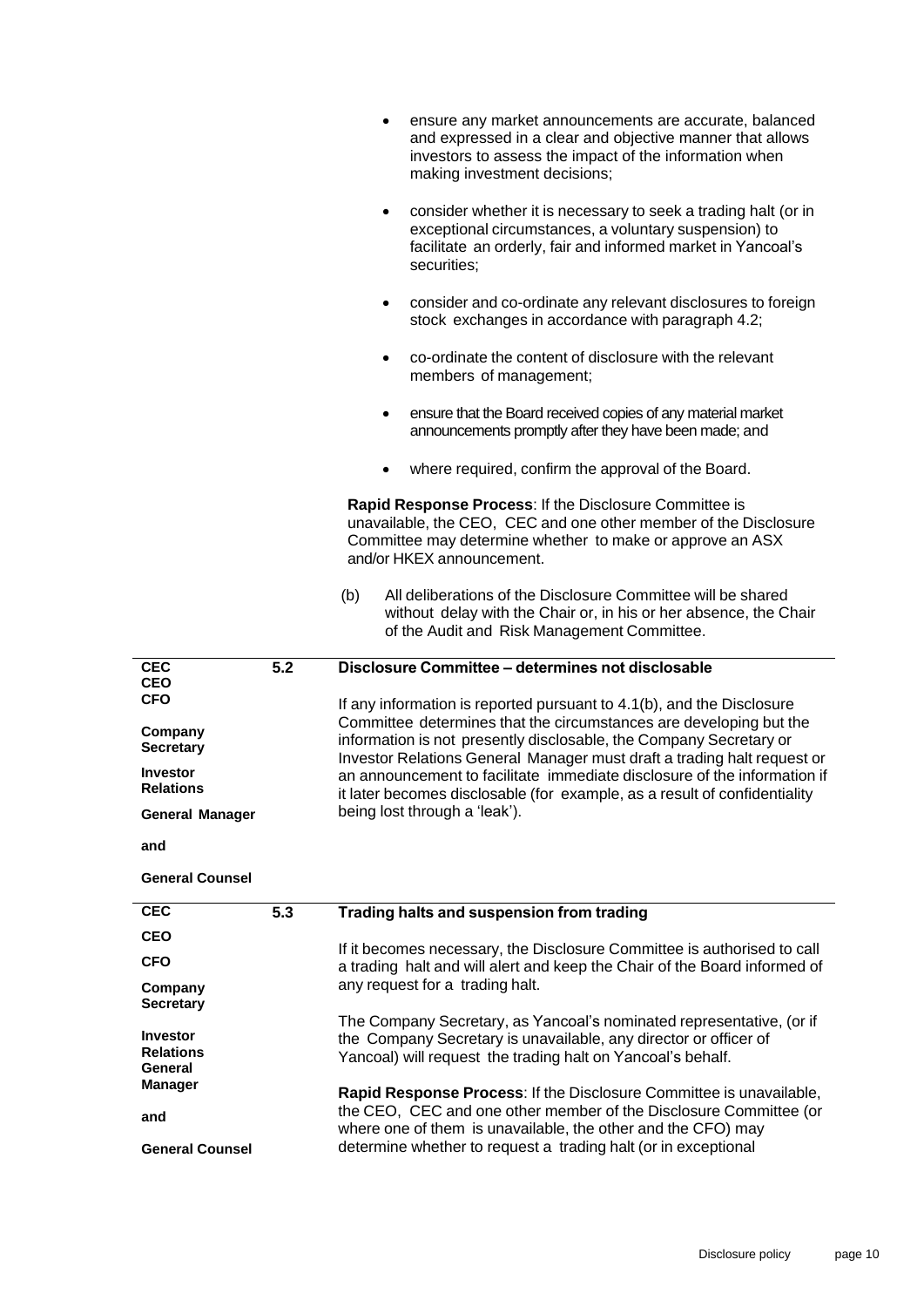- ensure any market announcements are accurate, balanced and expressed in a clear and objective manner that allows investors to assess the impact of the information when making investment decisions;
- consider whether it is necessary to seek a trading halt (or in exceptional circumstances, a voluntary suspension) to facilitate an orderly, fair and informed market in Yancoal's securities;
- consider and co-ordinate any relevant disclosures to foreign stock exchanges in accordance with paragraph 4.2;
- co-ordinate the content of disclosure with the relevant members of management;
- ensure that the Board received copies of any material market announcements promptly after they have been made; and
- where required, confirm the approval of the Board.

**Rapid Response Process**: If the Disclosure Committee is unavailable, the CEO, CEC and one other member of the Disclosure Committee may determine whether to make or approve an ASX and/or HKEX announcement.

(b) All deliberations of the Disclosure Committee will be shared without delay with the Chair or, in his or her absence, the Chair of the Audit and Risk Management Committee.

| | | |
|---|---|---|
| **CEC**<br>**CEO**<br>**CFO**<br>**Company Secretary**<br>**Investor Relations**<br>**General Manager**<br>**and**<br>**General Counsel** | **5.2** | **Disclosure Committee – determines not disclosable**<br><br>If any information is reported pursuant to 4.1(b), and the Disclosure Committee determines that the circumstances are developing but the information is not presently disclosable, the Company Secretary or Investor Relations General Manager must draft a trading halt request or an announcement to facilitate immediate disclosure of the information if it later becomes disclosable (for example, as a result of confidentiality being lost through a 'leak'). |
| **CEC**<br>**CEO**<br>**CFO**<br>**Company Secretary**<br>**Investor Relations General Manager**<br>**and**<br>**General Counsel** | **5.3** | **Trading halts and suspension from trading**<br><br>If it becomes necessary, the Disclosure Committee is authorised to call a trading halt and will alert and keep the Chair of the Board informed of any request for a trading halt.<br><br>The Company Secretary, as Yancoal's nominated representative, (or if the Company Secretary is unavailable, any director or officer of Yancoal) will request the trading halt on Yancoal's behalf.<br><br>**Rapid Response Process**: If the Disclosure Committee is unavailable, the CEO, CEC and one other member of the Disclosure Committee (or where one of them is unavailable, the other and the CFO) may determine whether to request a trading halt (or in exceptional |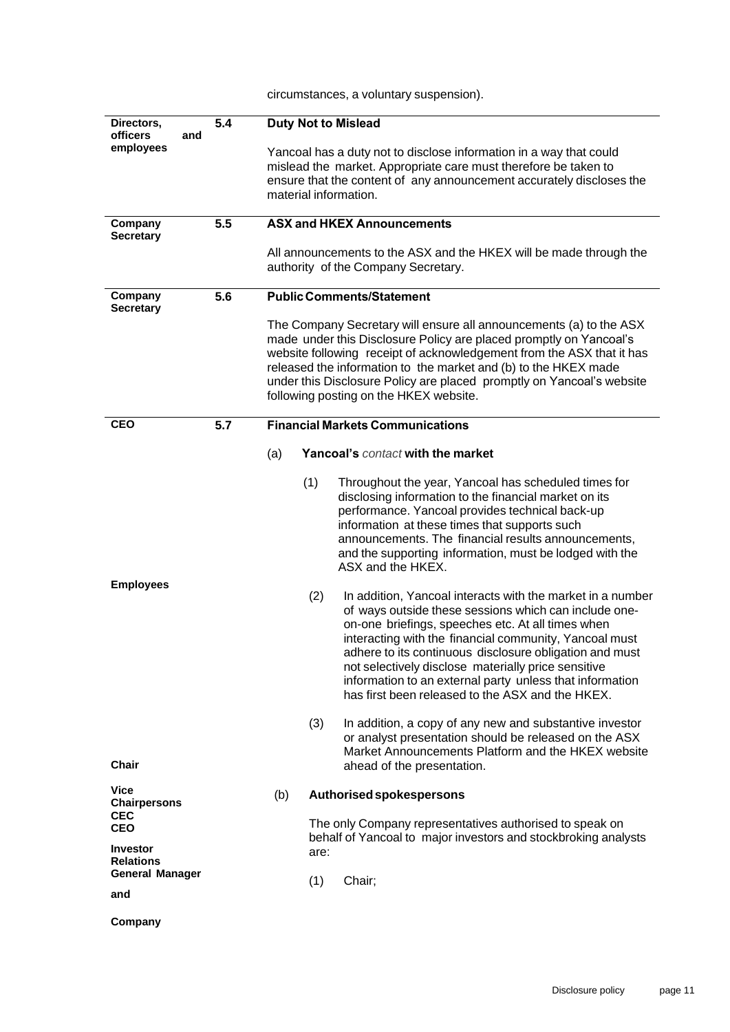circumstances, a voluntary suspension).

| Responsibility | Clause | Policy |
|---|---|---|
| **Directors, officers and employees** | **5.4** | **Duty Not to Mislead**<br><br>Yancoal has a duty not to disclose information in a way that could mislead the market. Appropriate care must therefore be taken to ensure that the content of any announcement accurately discloses the material information. |
| **Company Secretary** | **5.5** | **ASX and HKEX Announcements**<br><br>All announcements to the ASX and the HKEX will be made through the authority of the Company Secretary. |
| **Company Secretary** | **5.6** | **Public Comments/Statement**<br><br>The Company Secretary will ensure all announcements (a) to the ASX made under this Disclosure Policy are placed promptly on Yancoal's website following receipt of acknowledgement from the ASX that it has released the information to the market and (b) to the HKEX made under this Disclosure Policy are placed promptly on Yancoal's website following posting on the HKEX website. |
| **CEO** | **5.7** | **Financial Markets Communications**<br><br>(a) **Yancoal's** *contact* **with the market**<br><br>(1) Throughout the year, Yancoal has scheduled times for disclosing information to the financial market on its performance. Yancoal provides technical back-up information at these times that supports such announcements. The financial results announcements, and the supporting information, must be lodged with the ASX and the HKEX. |
| **Employees** | | (2) In addition, Yancoal interacts with the market in a number of ways outside these sessions which can include one-on-one briefings, speeches etc. At all times when interacting with the financial community, Yancoal must adhere to its continuous disclosure obligation and must not selectively disclose materially price sensitive information to an external party unless that information has first been released to the ASX and the HKEX.<br><br>(3) In addition, a copy of any new and substantive investor or analyst presentation should be released on the ASX Market Announcements Platform and the HKEX website ahead of the presentation. |
| **Chair**<br><br>**Vice Chairpersons**<br>**CEC**<br>**CEO**<br>**Investor Relations General Manager**<br>**and**<br>**Company** | | (b) **Authorised spokespersons**<br><br>The only Company representatives authorised to speak on behalf of Yancoal to major investors and stockbroking analysts are:<br><br>(1) Chair; |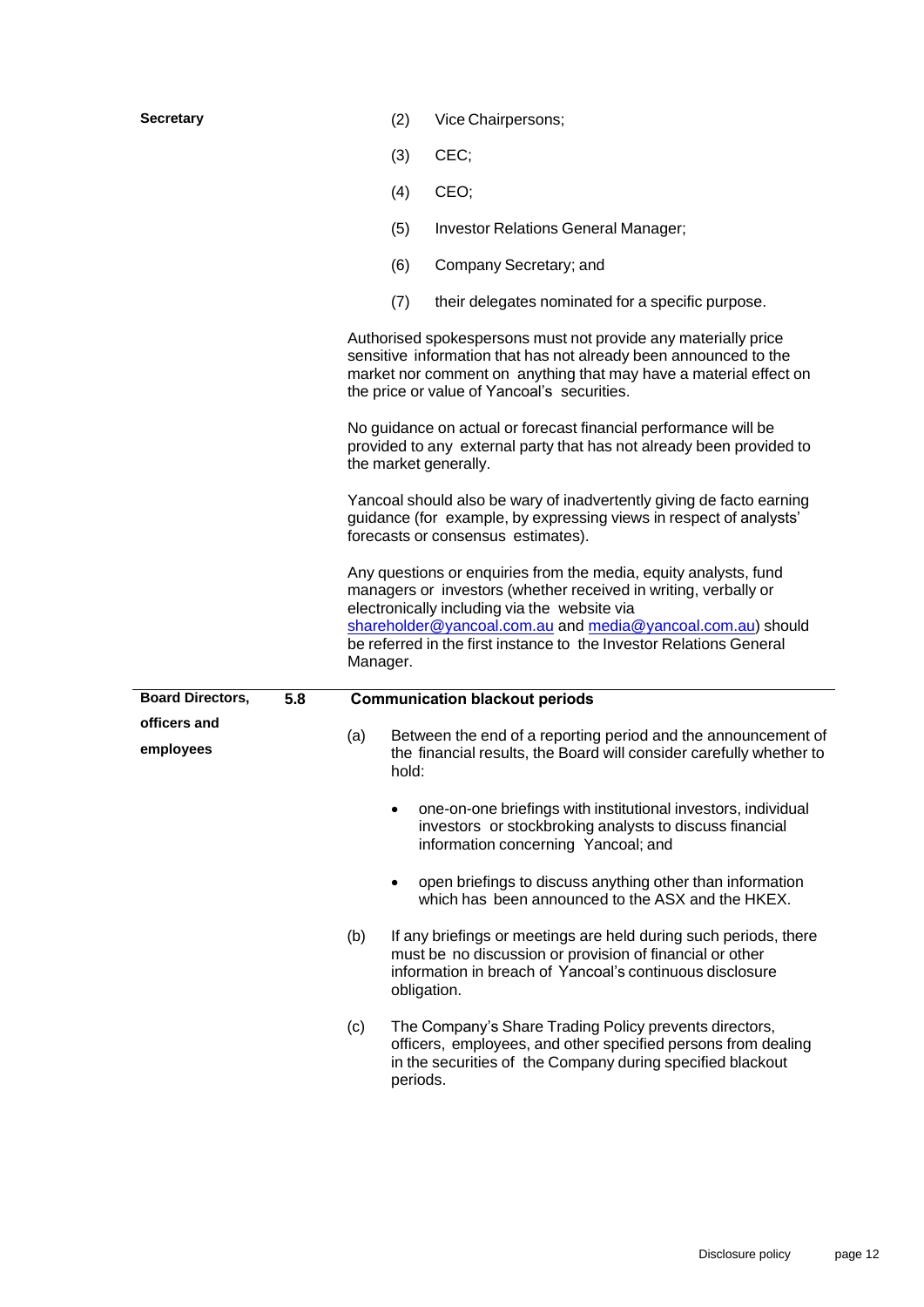**Secretary**

(2) Vice Chairpersons;

(3) CEC;

(4) CEO;

(5) Investor Relations General Manager;

(6) Company Secretary; and

(7) their delegates nominated for a specific purpose.

Authorised spokespersons must not provide any materially price sensitive information that has not already been announced to the market nor comment on anything that may have a material effect on the price or value of Yancoal's securities.

No guidance on actual or forecast financial performance will be provided to any external party that has not already been provided to the market generally.

Yancoal should also be wary of inadvertently giving de facto earning guidance (for example, by expressing views in respect of analysts' forecasts or consensus estimates).

Any questions or enquiries from the media, equity analysts, fund managers or investors (whether received in writing, verbally or electronically including via the website via shareholder@yancoal.com.au and media@yancoal.com.au) should be referred in the first instance to the Investor Relations General Manager.

---

**Board Directors, officers and employees**

**5.8 Communication blackout periods**

(a) Between the end of a reporting period and the announcement of the financial results, the Board will consider carefully whether to hold:

- one-on-one briefings with institutional investors, individual investors or stockbroking analysts to discuss financial information concerning Yancoal; and
- open briefings to discuss anything other than information which has been announced to the ASX and the HKEX.

(b) If any briefings or meetings are held during such periods, there must be no discussion or provision of financial or other information in breach of Yancoal's continuous disclosure obligation.

(c) The Company's Share Trading Policy prevents directors, officers, employees, and other specified persons from dealing in the securities of the Company during specified blackout periods.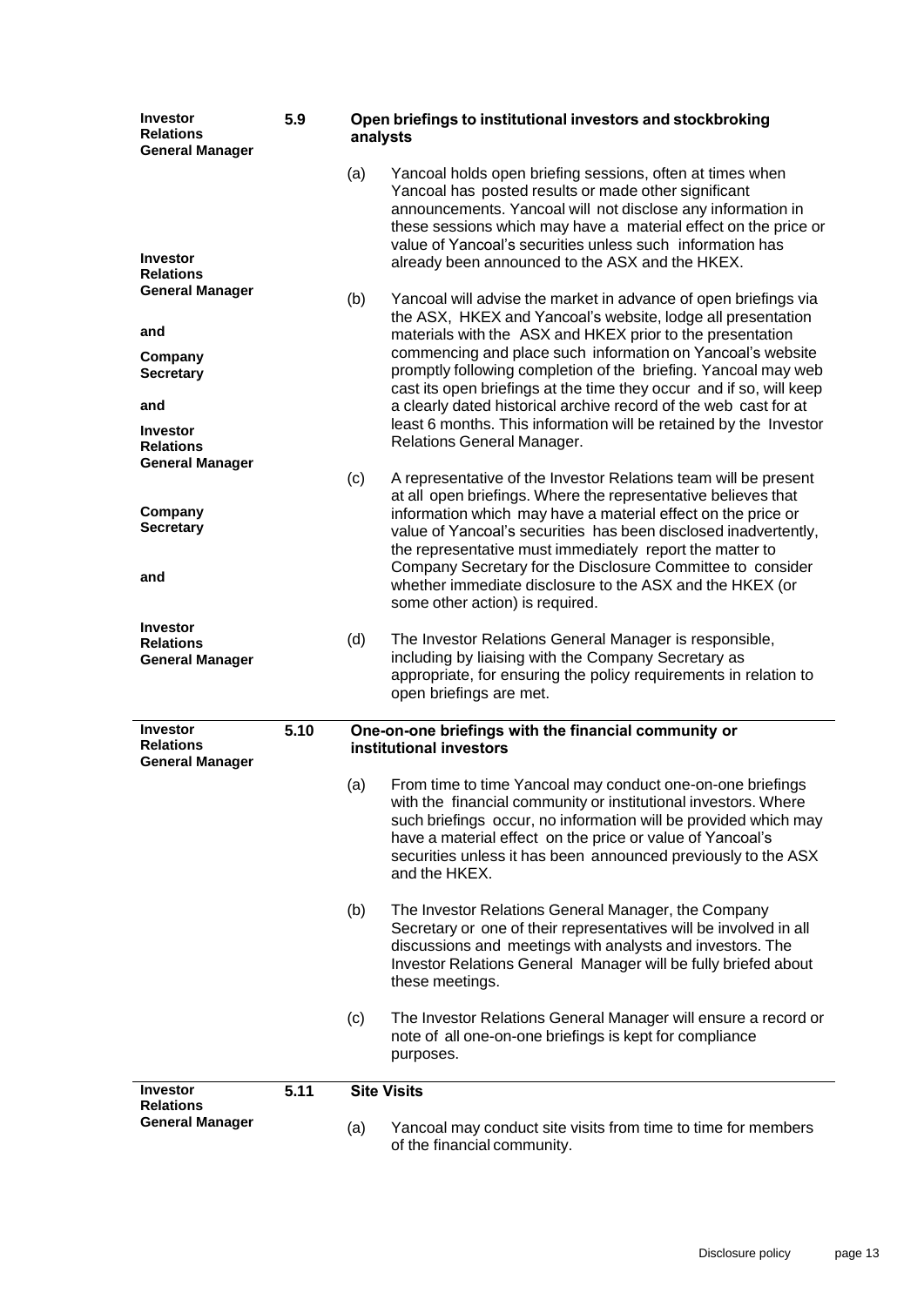| | | |
|---|---|---|
| **Investor Relations General Manager** | **5.9** | **Open briefings to institutional investors and stockbroking analysts** |
| **Investor Relations General Manager** | (a) | Yancoal holds open briefing sessions, often at times when Yancoal has posted results or made other significant announcements. Yancoal will not disclose any information in these sessions which may have a material effect on the price or value of Yancoal's securities unless such information has already been announced to the ASX and the HKEX. |
| **Company Secretary and Investor Relations General Manager** | (b) | Yancoal will advise the market in advance of open briefings via the ASX, HKEX and Yancoal's website, lodge all presentation materials with the ASX and HKEX prior to the presentation commencing and place such information on Yancoal's website promptly following completion of the briefing. Yancoal may web cast its open briefings at the time they occur and if so, will keep a clearly dated historical archive record of the web cast for at least 6 months. This information will be retained by the Investor Relations General Manager. |
| **Company Secretary and** | (c) | A representative of the Investor Relations team will be present at all open briefings. Where the representative believes that information which may have a material effect on the price or value of Yancoal's securities has been disclosed inadvertently, the representative must immediately report the matter to Company Secretary for the Disclosure Committee to consider whether immediate disclosure to the ASX and the HKEX (or some other action) is required. |
| **Investor Relations General Manager** | (d) | The Investor Relations General Manager is responsible, including by liaising with the Company Secretary as appropriate, for ensuring the policy requirements in relation to open briefings are met. |
| **Investor Relations General Manager** | **5.10** | **One-on-one briefings with the financial community or institutional investors** |
| | (a) | From time to time Yancoal may conduct one-on-one briefings with the financial community or institutional investors. Where such briefings occur, no information will be provided which may have a material effect on the price or value of Yancoal's securities unless it has been announced previously to the ASX and the HKEX. |
| | (b) | The Investor Relations General Manager, the Company Secretary or one of their representatives will be involved in all discussions and meetings with analysts and investors. The Investor Relations General Manager will be fully briefed about these meetings. |
| | (c) | The Investor Relations General Manager will ensure a record or note of all one-on-one briefings is kept for compliance purposes. |
| **Investor Relations General Manager** | **5.11** | **Site Visits** |
| | (a) | Yancoal may conduct site visits from time to time for members of the financial community. |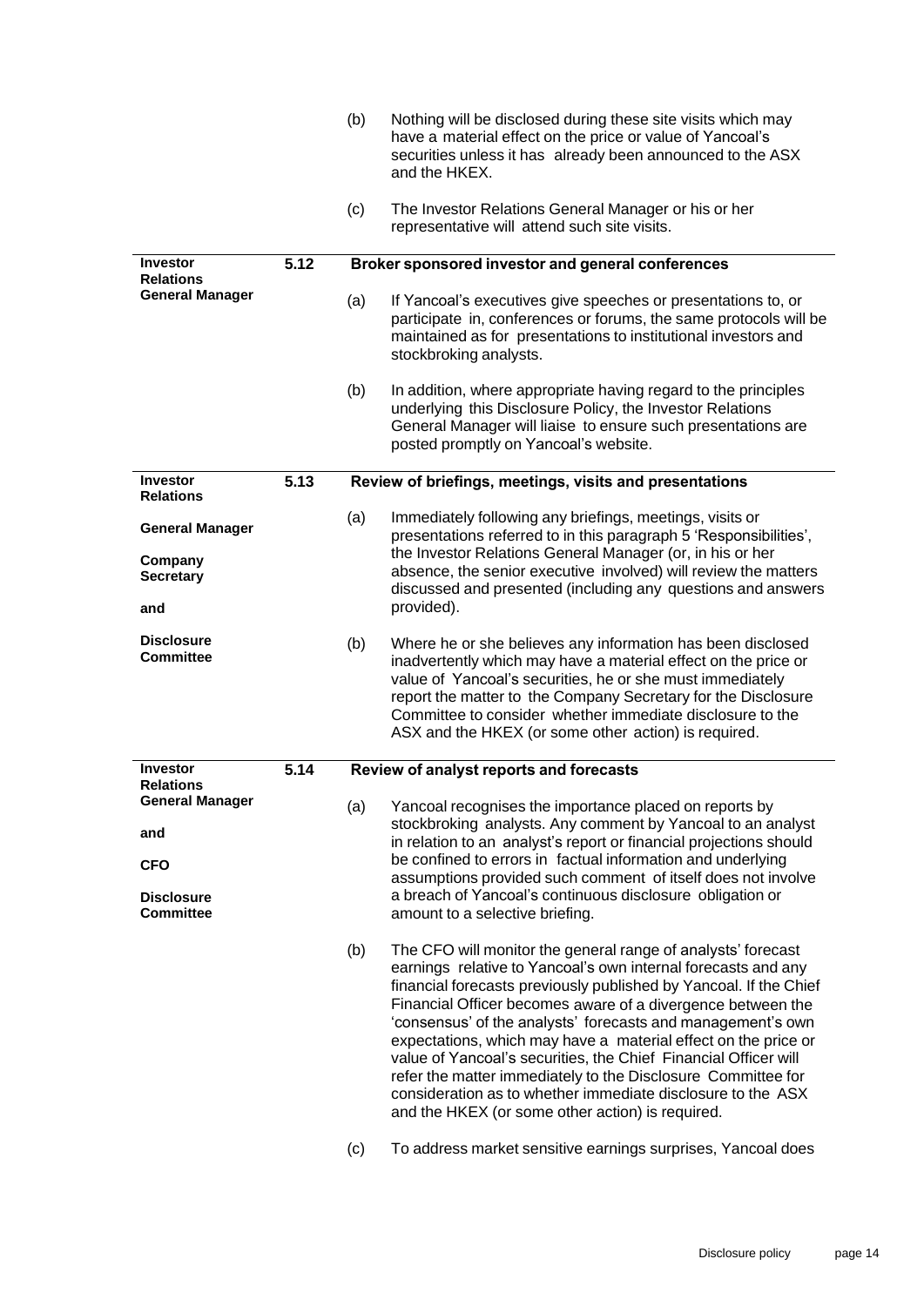(b) Nothing will be disclosed during these site visits which may have a material effect on the price or value of Yancoal's securities unless it has already been announced to the ASX and the HKEX.

(c) The Investor Relations General Manager or his or her representative will attend such site visits.

| Responsibility | | |
|---|---|---|
| **Investor Relations General Manager** | **5.12** | **Broker sponsored investor and general conferences**<br><br>(a) If Yancoal's executives give speeches or presentations to, or participate in, conferences or forums, the same protocols will be maintained as for presentations to institutional investors and stockbroking analysts.<br><br>(b) In addition, where appropriate having regard to the principles underlying this Disclosure Policy, the Investor Relations General Manager will liaise to ensure such presentations are posted promptly on Yancoal's website. |
| **Investor Relations General Manager**<br><br>**Company Secretary**<br><br>**and**<br><br>**Disclosure Committee** | **5.13** | **Review of briefings, meetings, visits and presentations**<br><br>(a) Immediately following any briefings, meetings, visits or presentations referred to in this paragraph 5 'Responsibilities', the Investor Relations General Manager (or, in his or her absence, the senior executive involved) will review the matters discussed and presented (including any questions and answers provided).<br><br>(b) Where he or she believes any information has been disclosed inadvertently which may have a material effect on the price or value of Yancoal's securities, he or she must immediately report the matter to the Company Secretary for the Disclosure Committee to consider whether immediate disclosure to the ASX and the HKEX (or some other action) is required. |
| **Investor Relations General Manager**<br><br>**and**<br><br>**CFO**<br><br>**Disclosure Committee** | **5.14** | **Review of analyst reports and forecasts**<br><br>(a) Yancoal recognises the importance placed on reports by stockbroking analysts. Any comment by Yancoal to an analyst in relation to an analyst's report or financial projections should be confined to errors in factual information and underlying assumptions provided such comment of itself does not involve a breach of Yancoal's continuous disclosure obligation or amount to a selective briefing.<br><br>(b) The CFO will monitor the general range of analysts' forecast earnings relative to Yancoal's own internal forecasts and any financial forecasts previously published by Yancoal. If the Chief Financial Officer becomes aware of a divergence between the 'consensus' of the analysts' forecasts and management's own expectations, which may have a material effect on the price or value of Yancoal's securities, the Chief Financial Officer will refer the matter immediately to the Disclosure Committee for consideration as to whether immediate disclosure to the ASX and the HKEX (or some other action) is required.<br><br>(c) To address market sensitive earnings surprises, Yancoal does |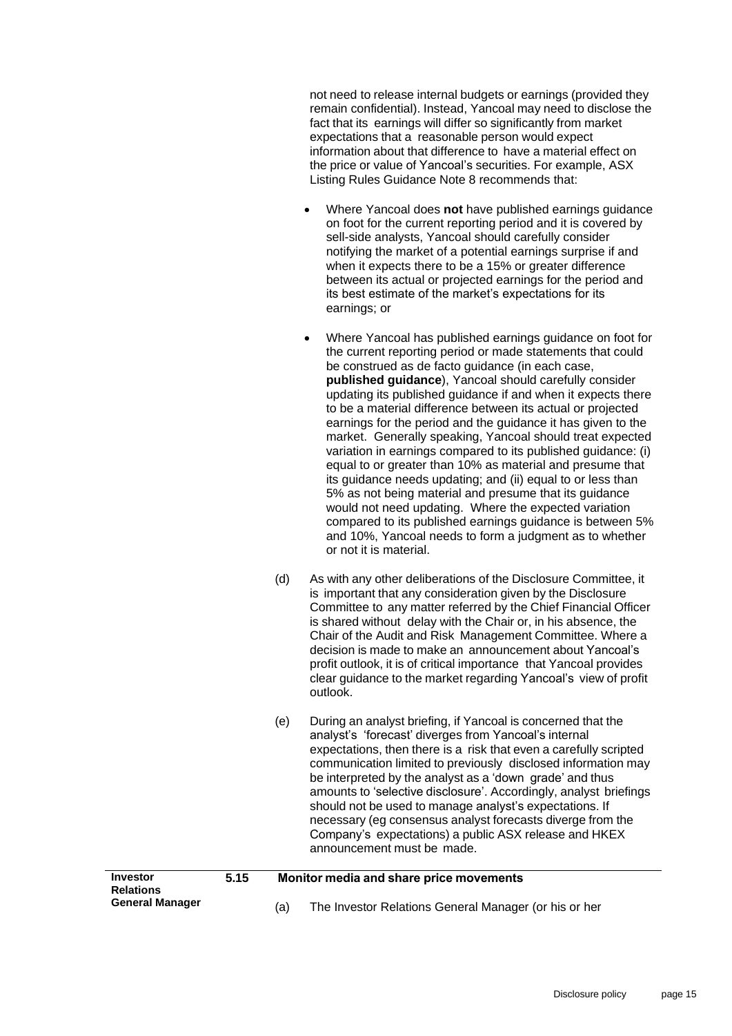not need to release internal budgets or earnings (provided they remain confidential). Instead, Yancoal may need to disclose the fact that its earnings will differ so significantly from market expectations that a reasonable person would expect information about that difference to have a material effect on the price or value of Yancoal's securities. For example, ASX Listing Rules Guidance Note 8 recommends that:

- Where Yancoal does **not** have published earnings guidance on foot for the current reporting period and it is covered by sell-side analysts, Yancoal should carefully consider notifying the market of a potential earnings surprise if and when it expects there to be a 15% or greater difference between its actual or projected earnings for the period and its best estimate of the market's expectations for its earnings; or

- Where Yancoal has published earnings guidance on foot for the current reporting period or made statements that could be construed as de facto guidance (in each case, **published guidance**), Yancoal should carefully consider updating its published guidance if and when it expects there to be a material difference between its actual or projected earnings for the period and the guidance it has given to the market. Generally speaking, Yancoal should treat expected variation in earnings compared to its published guidance: (i) equal to or greater than 10% as material and presume that its guidance needs updating; and (ii) equal to or less than 5% as not being material and presume that its guidance would not need updating. Where the expected variation compared to its published earnings guidance is between 5% and 10%, Yancoal needs to form a judgment as to whether or not it is material.

(d) As with any other deliberations of the Disclosure Committee, it is important that any consideration given by the Disclosure Committee to any matter referred by the Chief Financial Officer is shared without delay with the Chair or, in his absence, the Chair of the Audit and Risk Management Committee. Where a decision is made to make an announcement about Yancoal's profit outlook, it is of critical importance that Yancoal provides clear guidance to the market regarding Yancoal's view of profit outlook.

(e) During an analyst briefing, if Yancoal is concerned that the analyst's 'forecast' diverges from Yancoal's internal expectations, then there is a risk that even a carefully scripted communication limited to previously disclosed information may be interpreted by the analyst as a 'down grade' and thus amounts to 'selective disclosure'. Accordingly, analyst briefings should not be used to manage analyst's expectations. If necessary (eg consensus analyst forecasts diverge from the Company's expectations) a public ASX release and HKEX announcement must be made.

**Investor Relations General Manager**

### 5.15 Monitor media and share price movements

(a) The Investor Relations General Manager (or his or her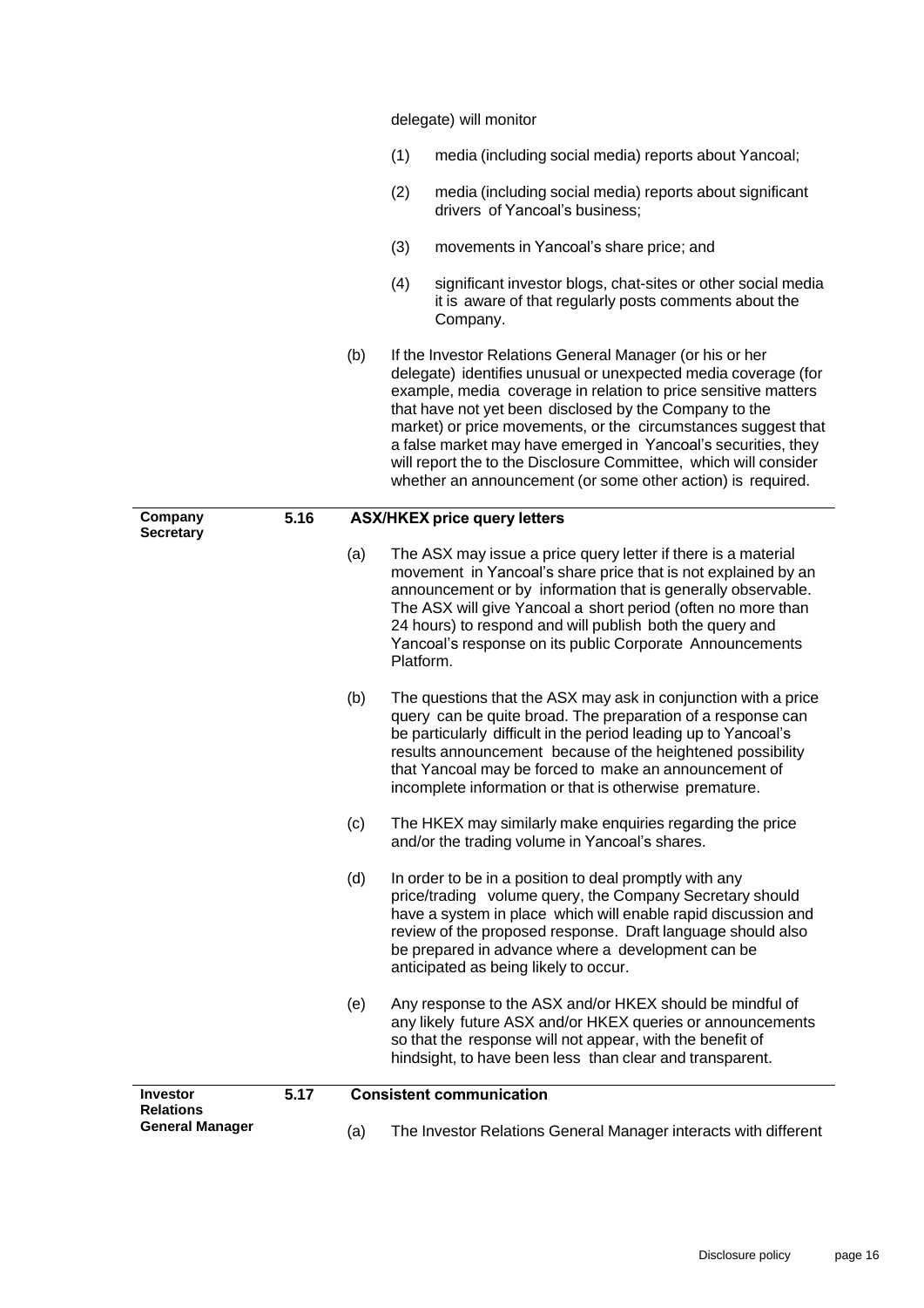delegate) will monitor

(1) media (including social media) reports about Yancoal;

(2) media (including social media) reports about significant drivers of Yancoal's business;

(3) movements in Yancoal's share price; and

(4) significant investor blogs, chat-sites or other social media it is aware of that regularly posts comments about the Company.

(b) If the Investor Relations General Manager (or his or her delegate) identifies unusual or unexpected media coverage (for example, media coverage in relation to price sensitive matters that have not yet been disclosed by the Company to the market) or price movements, or the circumstances suggest that a false market may have emerged in Yancoal's securities, they will report the to the Disclosure Committee, which will consider whether an announcement (or some other action) is required.

**Company Secretary**

### 5.16 ASX/HKEX price query letters

(a) The ASX may issue a price query letter if there is a material movement in Yancoal's share price that is not explained by an announcement or by information that is generally observable. The ASX will give Yancoal a short period (often no more than 24 hours) to respond and will publish both the query and Yancoal's response on its public Corporate Announcements Platform.

(b) The questions that the ASX may ask in conjunction with a price query can be quite broad. The preparation of a response can be particularly difficult in the period leading up to Yancoal's results announcement because of the heightened possibility that Yancoal may be forced to make an announcement of incomplete information or that is otherwise premature.

(c) The HKEX may similarly make enquiries regarding the price and/or the trading volume in Yancoal's shares.

(d) In order to be in a position to deal promptly with any price/trading volume query, the Company Secretary should have a system in place which will enable rapid discussion and review of the proposed response. Draft language should also be prepared in advance where a development can be anticipated as being likely to occur.

(e) Any response to the ASX and/or HKEX should be mindful of any likely future ASX and/or HKEX queries or announcements so that the response will not appear, with the benefit of hindsight, to have been less than clear and transparent.

**Investor Relations General Manager**

### 5.17 Consistent communication

(a) The Investor Relations General Manager interacts with different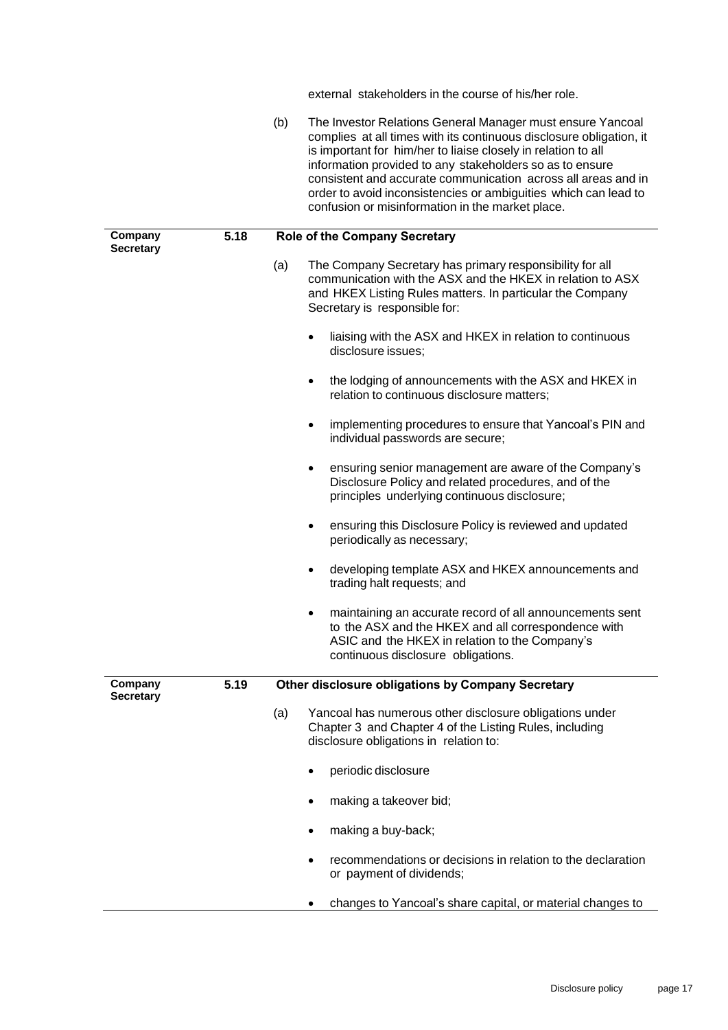external stakeholders in the course of his/her role.

(b) The Investor Relations General Manager must ensure Yancoal complies at all times with its continuous disclosure obligation, it is important for him/her to liaise closely in relation to all information provided to any stakeholders so as to ensure consistent and accurate communication across all areas and in order to avoid inconsistencies or ambiguities which can lead to confusion or misinformation in the market place.

**Company Secretary**

### 5.18 Role of the Company Secretary

(a) The Company Secretary has primary responsibility for all communication with the ASX and the HKEX in relation to ASX and HKEX Listing Rules matters. In particular the Company Secretary is responsible for:

- liaising with the ASX and HKEX in relation to continuous disclosure issues;
- the lodging of announcements with the ASX and HKEX in relation to continuous disclosure matters;
- implementing procedures to ensure that Yancoal's PIN and individual passwords are secure;
- ensuring senior management are aware of the Company's Disclosure Policy and related procedures, and of the principles underlying continuous disclosure;
- ensuring this Disclosure Policy is reviewed and updated periodically as necessary;
- developing template ASX and HKEX announcements and trading halt requests; and
- maintaining an accurate record of all announcements sent to the ASX and the HKEX and all correspondence with ASIC and the HKEX in relation to the Company's continuous disclosure obligations.

**Company Secretary**

### 5.19 Other disclosure obligations by Company Secretary

(a) Yancoal has numerous other disclosure obligations under Chapter 3 and Chapter 4 of the Listing Rules, including disclosure obligations in relation to:

- periodic disclosure
- making a takeover bid;
- making a buy-back;
- recommendations or decisions in relation to the declaration or payment of dividends;
- changes to Yancoal's share capital, or material changes to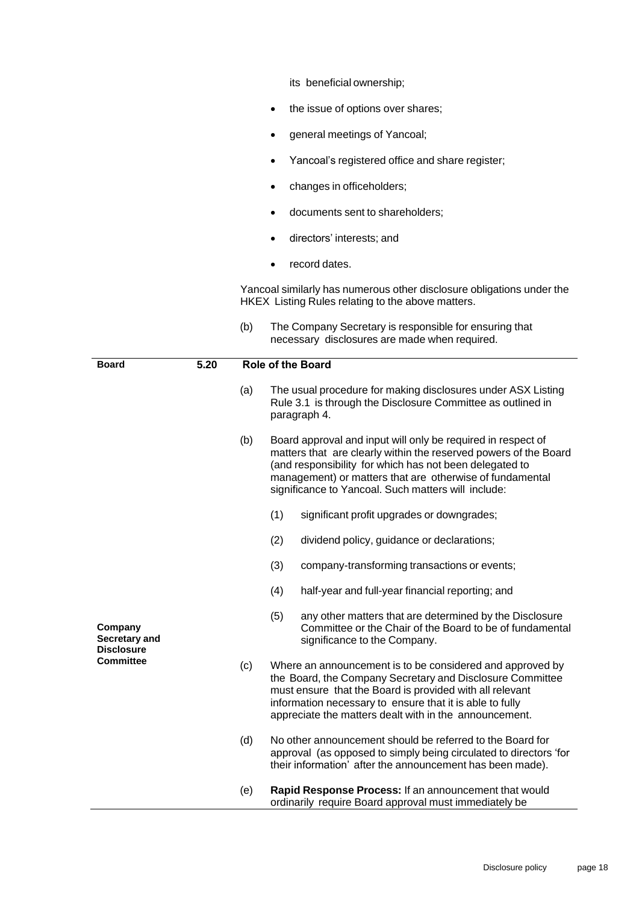its beneficial ownership;

- the issue of options over shares;
- general meetings of Yancoal;
- Yancoal's registered office and share register;
- changes in officeholders;
- documents sent to shareholders;
- directors' interests; and
- record dates.

Yancoal similarly has numerous other disclosure obligations under the HKEX Listing Rules relating to the above matters.

(b) The Company Secretary is responsible for ensuring that necessary disclosures are made when required.

**Board**

## 5.20 Role of the Board

(a) The usual procedure for making disclosures under ASX Listing Rule 3.1 is through the Disclosure Committee as outlined in paragraph 4.

(b) Board approval and input will only be required in respect of matters that are clearly within the reserved powers of the Board (and responsibility for which has not been delegated to management) or matters that are otherwise of fundamental significance to Yancoal. Such matters will include:

(1) significant profit upgrades or downgrades;

(2) dividend policy, guidance or declarations;

(3) company-transforming transactions or events;

(4) half-year and full-year financial reporting; and

(5) any other matters that are determined by the Disclosure Committee or the Chair of the Board to be of fundamental significance to the Company.

**Company Secretary and Disclosure Committee**

(c) Where an announcement is to be considered and approved by the Board, the Company Secretary and Disclosure Committee must ensure that the Board is provided with all relevant information necessary to ensure that it is able to fully appreciate the matters dealt with in the announcement.

(d) No other announcement should be referred to the Board for approval (as opposed to simply being circulated to directors 'for their information' after the announcement has been made).

(e) **Rapid Response Process:** If an announcement that would ordinarily require Board approval must immediately be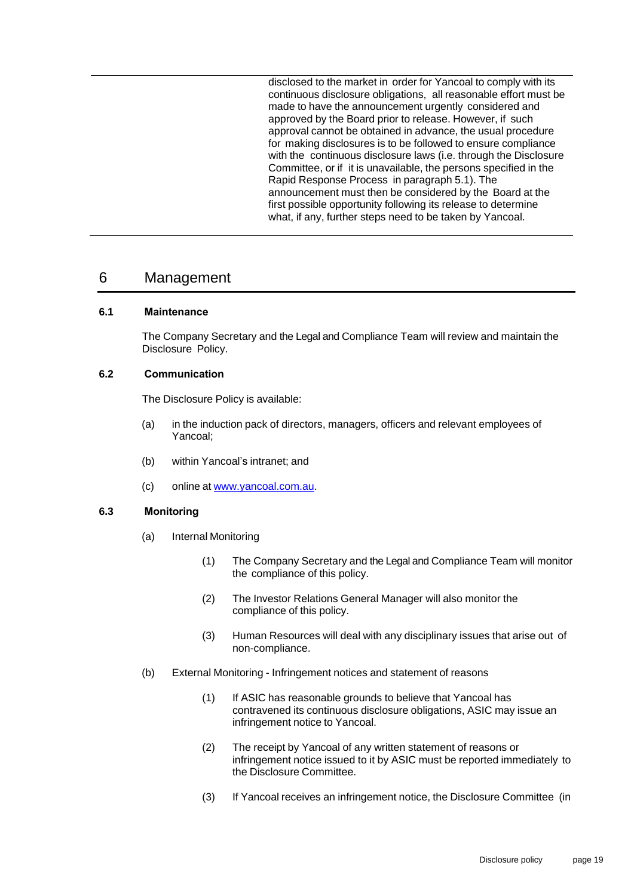| | disclosed to the market in order for Yancoal to comply with its continuous disclosure obligations, all reasonable effort must be made to have the announcement urgently considered and approved by the Board prior to release. However, if such approval cannot be obtained in advance, the usual procedure for making disclosures is to be followed to ensure compliance with the continuous disclosure laws (i.e. through the Disclosure Committee, or if it is unavailable, the persons specified in the Rapid Response Process in paragraph 5.1). The announcement must then be considered by the Board at the first possible opportunity following its release to determine what, if any, further steps need to be taken by Yancoal. |
|---|---|

## 6 Management

### 6.1 Maintenance

The Company Secretary and the Legal and Compliance Team will review and maintain the Disclosure Policy.

### 6.2 Communication

The Disclosure Policy is available:

(a) in the induction pack of directors, managers, officers and relevant employees of Yancoal;

(b) within Yancoal's intranet; and

(c) online at [www.yancoal.com.au](http://www.yancoal.com.au).

### 6.3 Monitoring

(a) Internal Monitoring

(1) The Company Secretary and the Legal and Compliance Team will monitor the compliance of this policy.

(2) The Investor Relations General Manager will also monitor the compliance of this policy.

(3) Human Resources will deal with any disciplinary issues that arise out of non-compliance.

(b) External Monitoring - Infringement notices and statement of reasons

(1) If ASIC has reasonable grounds to believe that Yancoal has contravened its continuous disclosure obligations, ASIC may issue an infringement notice to Yancoal.

(2) The receipt by Yancoal of any written statement of reasons or infringement notice issued to it by ASIC must be reported immediately to the Disclosure Committee.

(3) If Yancoal receives an infringement notice, the Disclosure Committee (in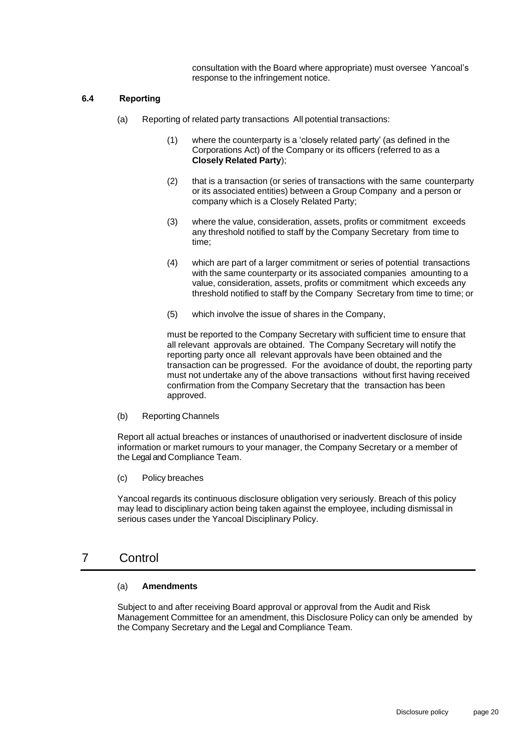consultation with the Board where appropriate) must oversee Yancoal's response to the infringement notice.

### 6.4 Reporting

(a) Reporting of related party transactions All potential transactions:

(1) where the counterparty is a 'closely related party' (as defined in the Corporations Act) of the Company or its officers (referred to as a **Closely Related Party**);

(2) that is a transaction (or series of transactions with the same counterparty or its associated entities) between a Group Company and a person or company which is a Closely Related Party;

(3) where the value, consideration, assets, profits or commitment exceeds any threshold notified to staff by the Company Secretary from time to time;

(4) which are part of a larger commitment or series of potential transactions with the same counterparty or its associated companies amounting to a value, consideration, assets, profits or commitment which exceeds any threshold notified to staff by the Company Secretary from time to time; or

(5) which involve the issue of shares in the Company,

must be reported to the Company Secretary with sufficient time to ensure that all relevant approvals are obtained. The Company Secretary will notify the reporting party once all relevant approvals have been obtained and the transaction can be progressed. For the avoidance of doubt, the reporting party must not undertake any of the above transactions without first having received confirmation from the Company Secretary that the transaction has been approved.

(b) Reporting Channels

Report all actual breaches or instances of unauthorised or inadvertent disclosure of inside information or market rumours to your manager, the Company Secretary or a member of the Legal and Compliance Team.

(c) Policy breaches

Yancoal regards its continuous disclosure obligation very seriously. Breach of this policy may lead to disciplinary action being taken against the employee, including dismissal in serious cases under the Yancoal Disciplinary Policy.

## 7 Control

(a) **Amendments**

Subject to and after receiving Board approval or approval from the Audit and Risk Management Committee for an amendment, this Disclosure Policy can only be amended by the Company Secretary and the Legal and Compliance Team.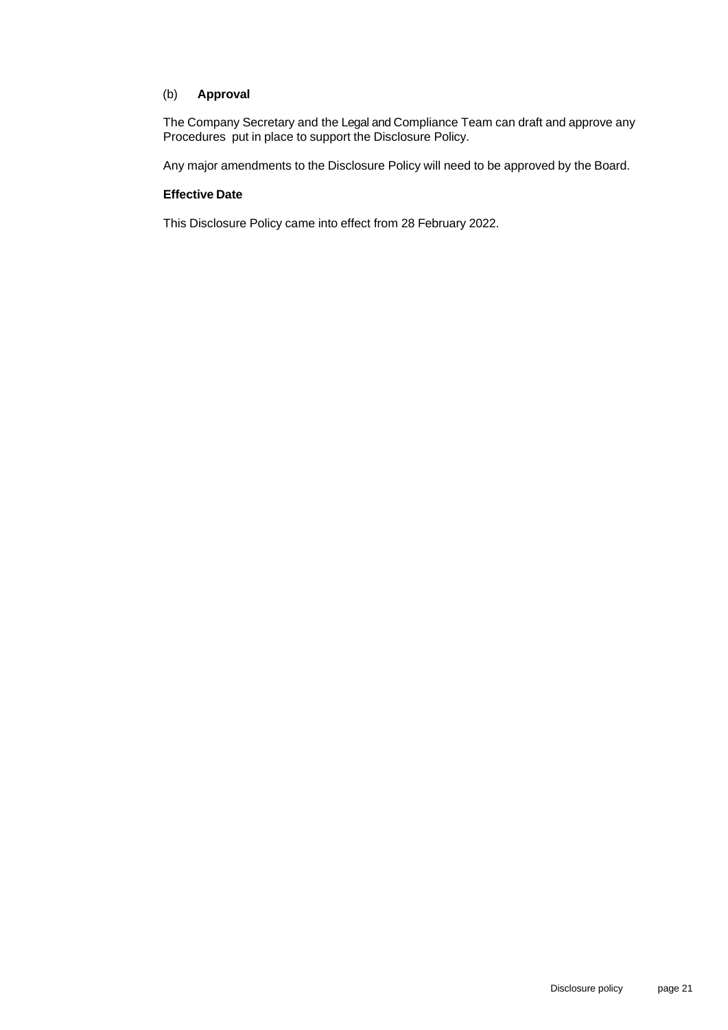(b) **Approval**

The Company Secretary and the Legal and Compliance Team can draft and approve any Procedures put in place to support the Disclosure Policy.

Any major amendments to the Disclosure Policy will need to be approved by the Board.

**Effective Date**

This Disclosure Policy came into effect from 28 February 2022.